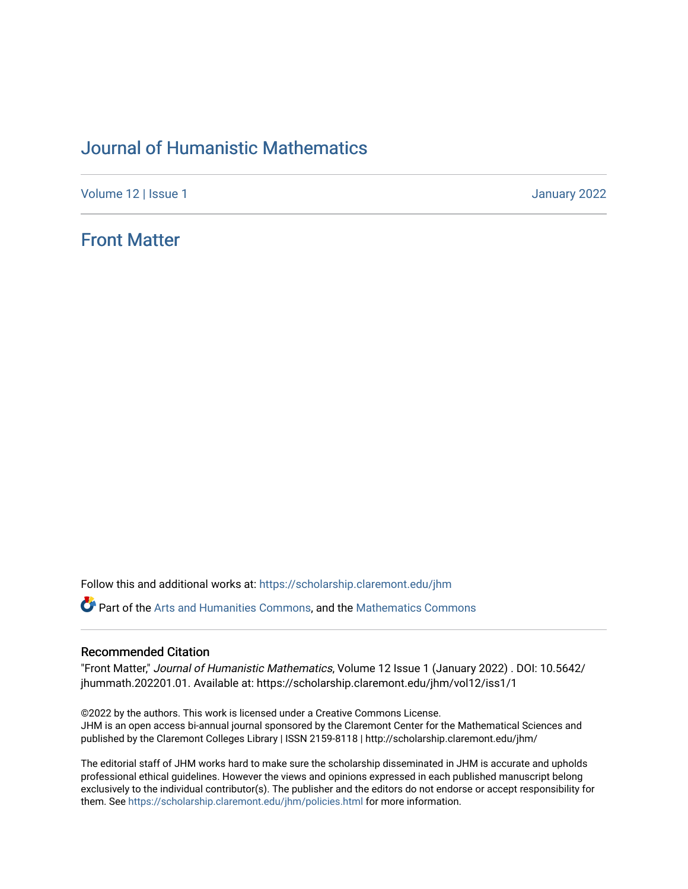# Journal of Humanistic Mathematics

Volume 12 | Issue 1 January 2022

## Front Matter

Follow this and additional works at: https://scholarship.claremont.edu/jhm

Part of the Arts and Humanities Commons, and the Mathematics Commons

### Recommended Citation

"Front Matter," *Journal of Humanistic Mathematics*, Volume 12 Issue 1 (January 2022) . DOI: 10.5642/jhummath.202201.01. Available at: https://scholarship.claremont.edu/jhm/vol12/iss1/1

©2022 by the authors. This work is licensed under a Creative Commons License.
JHM is an open access bi-annual journal sponsored by the Claremont Center for the Mathematical Sciences and published by the Claremont Colleges Library | ISSN 2159-8118 | http://scholarship.claremont.edu/jhm/

The editorial staff of JHM works hard to make sure the scholarship disseminated in JHM is accurate and upholds professional ethical guidelines. However the views and opinions expressed in each published manuscript belong exclusively to the individual contributor(s). The publisher and the editors do not endorse or accept responsibility for them. See https://scholarship.claremont.edu/jhm/policies.html for more information.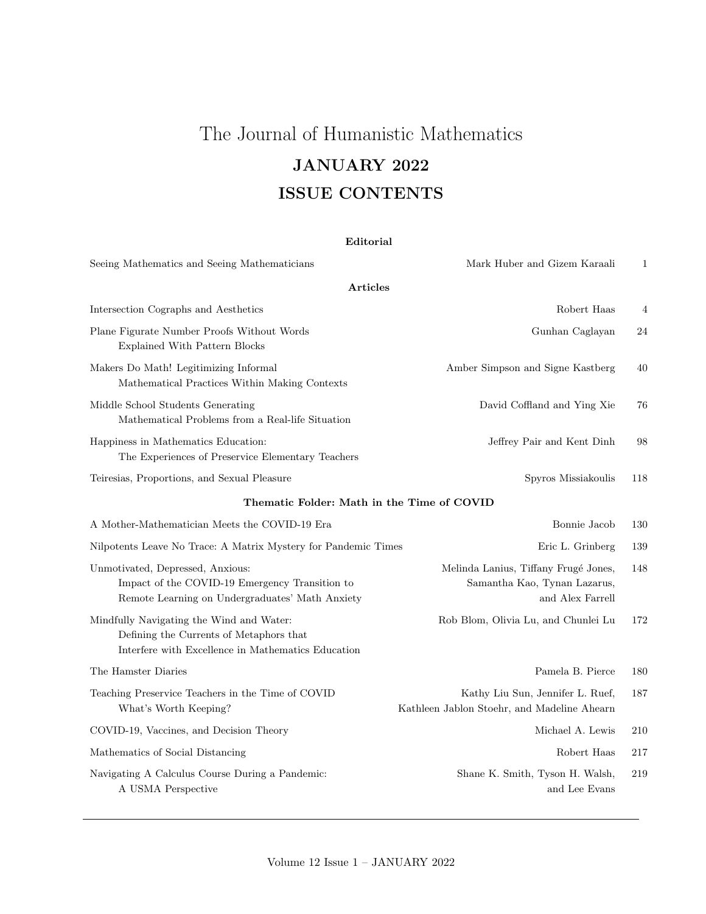# The Journal of Humanistic Mathematics

## JANUARY 2022

## ISSUE CONTENTS

### Editorial

| Title | Authors | Page |
|---|---|---|
| Seeing Mathematics and Seeing Mathematicians | Mark Huber and Gizem Karaali | 1 |

### Articles

| Title | Authors | Page |
|---|---|---|
| Intersection Cographs and Aesthetics | Robert Haas | 4 |
| Plane Figurate Number Proofs Without Words Explained With Pattern Blocks | Gunhan Caglayan | 24 |
| Makers Do Math! Legitimizing Informal Mathematical Practices Within Making Contexts | Amber Simpson and Signe Kastberg | 40 |
| Middle School Students Generating Mathematical Problems from a Real-life Situation | David Coffland and Ying Xie | 76 |
| Happiness in Mathematics Education: The Experiences of Preservice Elementary Teachers | Jeffrey Pair and Kent Dinh | 98 |
| Teiresias, Proportions, and Sexual Pleasure | Spyros Missiakoulis | 118 |

### Thematic Folder: Math in the Time of COVID

| Title | Authors | Page |
|---|---|---|
| A Mother-Mathematician Meets the COVID-19 Era | Bonnie Jacob | 130 |
| Nilpotents Leave No Trace: A Matrix Mystery for Pandemic Times | Eric L. Grinberg | 139 |
| Unmotivated, Depressed, Anxious: Impact of the COVID-19 Emergency Transition to Remote Learning on Undergraduates' Math Anxiety | Melinda Lanius, Tiffany Frugé Jones, Samantha Kao, Tynan Lazarus, and Alex Farrell | 148 |
| Mindfully Navigating the Wind and Water: Defining the Currents of Metaphors that Interfere with Excellence in Mathematics Education | Rob Blom, Olivia Lu, and Chunlei Lu | 172 |
| The Hamster Diaries | Pamela B. Pierce | 180 |
| Teaching Preservice Teachers in the Time of COVID What's Worth Keeping? | Kathy Liu Sun, Jennifer L. Ruef, Kathleen Jablon Stoehr, and Madeline Ahearn | 187 |
| COVID-19, Vaccines, and Decision Theory | Michael A. Lewis | 210 |
| Mathematics of Social Distancing | Robert Haas | 217 |
| Navigating A Calculus Course During a Pandemic: A USMA Perspective | Shane K. Smith, Tyson H. Walsh, and Lee Evans | 219 |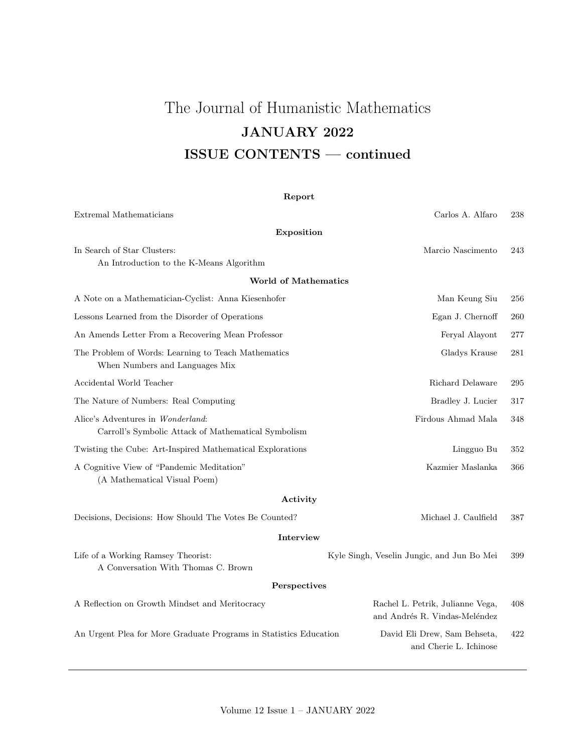# The Journal of Humanistic Mathematics

## JANUARY 2022

## ISSUE CONTENTS — continued

**Report**

| | | |
|---|---|---|
| Extremal Mathematicians | Carlos A. Alfaro | 238 |

**Exposition**

| | | |
|---|---|---|
| In Search of Star Clusters: An Introduction to the K-Means Algorithm | Marcio Nascimento | 243 |

**World of Mathematics**

| | | |
|---|---|---|
| A Note on a Mathematician-Cyclist: Anna Kiesenhofer | Man Keung Siu | 256 |
| Lessons Learned from the Disorder of Operations | Egan J. Chernoff | 260 |
| An Amends Letter From a Recovering Mean Professor | Feryal Alayont | 277 |
| The Problem of Words: Learning to Teach Mathematics When Numbers and Languages Mix | Gladys Krause | 281 |
| Accidental World Teacher | Richard Delaware | 295 |
| The Nature of Numbers: Real Computing | Bradley J. Lucier | 317 |
| Alice's Adventures in *Wonderland*: Carroll's Symbolic Attack of Mathematical Symbolism | Firdous Ahmad Mala | 348 |
| Twisting the Cube: Art-Inspired Mathematical Explorations | Lingguo Bu | 352 |
| A Cognitive View of "Pandemic Meditation" (A Mathematical Visual Poem) | Kazmier Maslanka | 366 |

**Activity**

| | | |
|---|---|---|
| Decisions, Decisions: How Should The Votes Be Counted? | Michael J. Caulfield | 387 |

**Interview**

| | | |
|---|---|---|
| Life of a Working Ramsey Theorist: A Conversation With Thomas C. Brown | Kyle Singh, Veselin Jungic, and Jun Bo Mei | 399 |

**Perspectives**

| | | |
|---|---|---|
| A Reflection on Growth Mindset and Meritocracy | Rachel L. Petrik, Julianne Vega, and Andrés R. Vindas-Meléndez | 408 |
| An Urgent Plea for More Graduate Programs in Statistics Education | David Eli Drew, Sam Behseta, and Cherie L. Ichinose | 422 |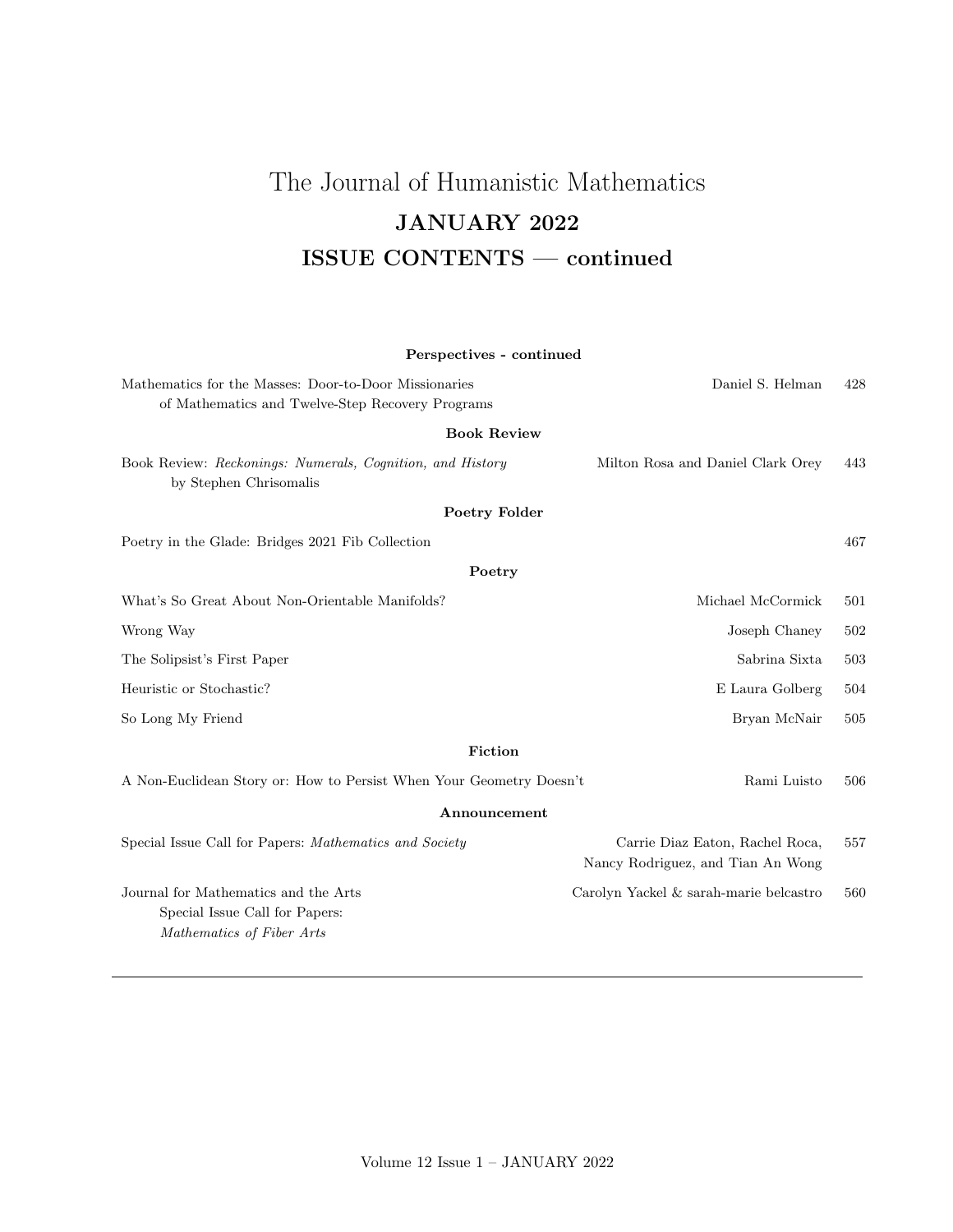# The Journal of Humanistic Mathematics

## JANUARY 2022

## ISSUE CONTENTS — continued

**Perspectives - continued**

| | | |
|---|---|---|
| Mathematics for the Masses: Door-to-Door Missionaries of Mathematics and Twelve-Step Recovery Programs | Daniel S. Helman | 428 |

**Book Review**

| | | |
|---|---|---|
| Book Review: *Reckonings: Numerals, Cognition, and History* by Stephen Chrisomalis | Milton Rosa and Daniel Clark Orey | 443 |

**Poetry Folder**

| | | |
|---|---|---|
| Poetry in the Glade: Bridges 2021 Fib Collection | | 467 |

**Poetry**

| | | |
|---|---|---|
| What's So Great About Non-Orientable Manifolds? | Michael McCormick | 501 |
| Wrong Way | Joseph Chaney | 502 |
| The Solipsist's First Paper | Sabrina Sixta | 503 |
| Heuristic or Stochastic? | E Laura Golberg | 504 |
| So Long My Friend | Bryan McNair | 505 |

**Fiction**

| | | |
|---|---|---|
| A Non-Euclidean Story or: How to Persist When Your Geometry Doesn't | Rami Luisto | 506 |

**Announcement**

| | | |
|---|---|---|
| Special Issue Call for Papers: *Mathematics and Society* | Carrie Diaz Eaton, Rachel Roca, Nancy Rodriguez, and Tian An Wong | 557 |
| Journal for Mathematics and the Arts Special Issue Call for Papers: *Mathematics of Fiber Arts* | Carolyn Yackel & sarah-marie belcastro | 560 |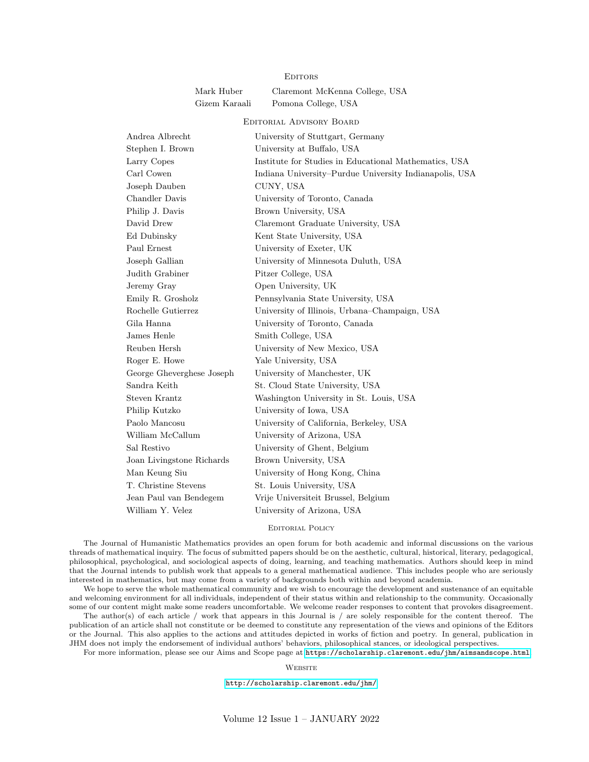## Editors

| | |
|---|---|
| Mark Huber | Claremont McKenna College, USA |
| Gizem Karaali | Pomona College, USA |

## Editorial Advisory Board

| | |
|---|---|
| Andrea Albrecht | University of Stuttgart, Germany |
| Stephen I. Brown | University at Buffalo, USA |
| Larry Copes | Institute for Studies in Educational Mathematics, USA |
| Carl Cowen | Indiana University–Purdue University Indianapolis, USA |
| Joseph Dauben | CUNY, USA |
| Chandler Davis | University of Toronto, Canada |
| Philip J. Davis | Brown University, USA |
| David Drew | Claremont Graduate University, USA |
| Ed Dubinsky | Kent State University, USA |
| Paul Ernest | University of Exeter, UK |
| Joseph Gallian | University of Minnesota Duluth, USA |
| Judith Grabiner | Pitzer College, USA |
| Jeremy Gray | Open University, UK |
| Emily R. Grosholz | Pennsylvania State University, USA |
| Rochelle Gutierrez | University of Illinois, Urbana–Champaign, USA |
| Gila Hanna | University of Toronto, Canada |
| James Henle | Smith College, USA |
| Reuben Hersh | University of New Mexico, USA |
| Roger E. Howe | Yale University, USA |
| George Gheverghese Joseph | University of Manchester, UK |
| Sandra Keith | St. Cloud State University, USA |
| Steven Krantz | Washington University in St. Louis, USA |
| Philip Kutzko | University of Iowa, USA |
| Paolo Mancosu | University of California, Berkeley, USA |
| William McCallum | University of Arizona, USA |
| Sal Restivo | University of Ghent, Belgium |
| Joan Livingstone Richards | Brown University, USA |
| Man Keung Siu | University of Hong Kong, China |
| T. Christine Stevens | St. Louis University, USA |
| Jean Paul van Bendegem | Vrije Universiteit Brussel, Belgium |
| William Y. Velez | University of Arizona, USA |

## Editorial Policy

The Journal of Humanistic Mathematics provides an open forum for both academic and informal discussions on the various threads of mathematical inquiry. The focus of submitted papers should be on the aesthetic, cultural, historical, literary, pedagogical, philosophical, psychological, and sociological aspects of doing, learning, and teaching mathematics. Authors should keep in mind that the Journal intends to publish work that appeals to a general mathematical audience. This includes people who are seriously interested in mathematics, but may come from a variety of backgrounds both within and beyond academia.

We hope to serve the whole mathematical community and we wish to encourage the development and sustenance of an equitable and welcoming environment for all individuals, independent of their status within and relationship to the community. Occasionally some of our content might make some readers uncomfortable. We welcome reader responses to content that provokes disagreement.

The author(s) of each article / work that appears in this Journal is / are solely responsible for the content thereof. The publication of an article shall not constitute or be deemed to constitute any representation of the views and opinions of the Editors or the Journal. This also applies to the actions and attitudes depicted in works of fiction and poetry. In general, publication in JHM does not imply the endorsement of individual authors' behaviors, philosophical stances, or ideological perspectives.

For more information, please see our Aims and Scope page at https://scholarship.claremont.edu/jhm/aimsandscope.html.

## Website

http://scholarship.claremont.edu/jhm/

Volume 12 Issue 1 – JANUARY 2022